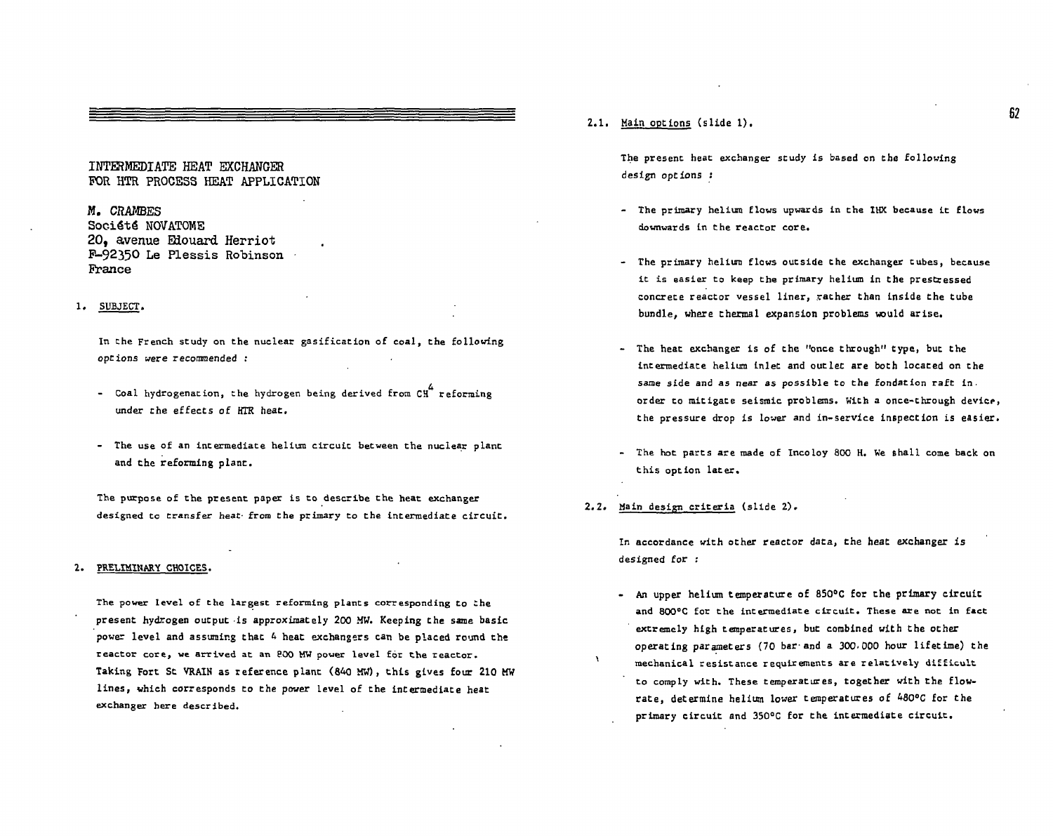# INTERMEDIATE HEAT EXCHANGER FOR HTR PROCESS HEAT APPLICATION

M. CRAMBES
Société NOVATOME
20, avenue Edouard Herriot
F-92350 Le Plessis Robinson
France

## 1. SUBJECT.

In the French study on the nuclear gasification of coal, the following options were recommended :

- Coal hydrogenation, the hydrogen being derived from $CH^4$ reforming under the effects of HTR heat.
- The use of an intermediate helium circuit between the nuclear plant and the reforming plant.

The purpose of the present paper is to describe the heat exchanger designed to transfer heat from the primary to the intermediate circuit.

## 2. PRELIMINARY CHOICES.

The power level of the largest reforming plants corresponding to the present hydrogen output is approximately 200 MW. Keeping the same basic power level and assuming that 4 heat exchangers can be placed round the reactor core, we arrived at an 800 MW power level for the reactor. Taking Fort St VRAIN as reference plant (840 MW), this gives four 210 MW lines, which corresponds to the power level of the intermediate heat exchanger here described.

### 2.1. Main options (slide 1).

The present heat exchanger study is based on the following design options :

- The primary helium flows upwards in the IHX because it flows downwards in the reactor core.
- The primary helium flows outside the exchanger tubes, because it is easier to keep the primary helium in the prestressed concrete reactor vessel liner, rather than inside the tube bundle, where thermal expansion problems would arise.
- The heat exchanger is of the "once through" type, but the intermediate helium inlet and outlet are both located on the same side and as near as possible to the fondation raft in order to mitigate seismic problems. With a once-through device, the pressure drop is lower and in-service inspection is easier.
- The hot parts are made of Incoloy 800 H. We shall come back on this option later.

### 2.2. Main design criteria (slide 2).

In accordance with other reactor data, the heat exchanger is designed for :

- An upper helium temperature of 850°C for the primary circuit and 800°C for the intermediate circuit. These are not in fact extremely high temperatures, but combined with the other operating parameters (70 bar and a 300.000 hour lifetime) the mechanical resistance requirements are relatively difficult to comply with. These temperatures, together with the flow-rate, determine helium lower temperatures of 480°C for the primary circuit and 350°C for the intermediate circuit.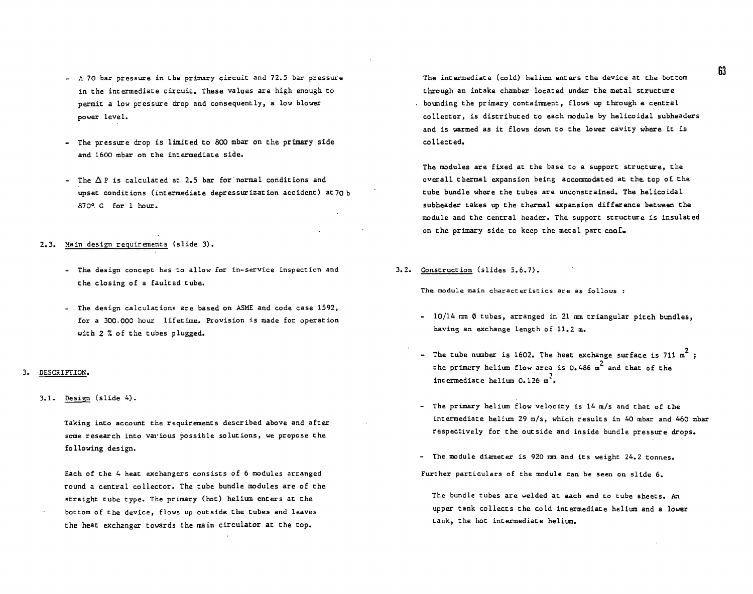- A 70 bar pressure in the primary circuit and 72.5 bar pressure in the intermediate circuit. These values are high enough to permit a low pressure drop and consequently, a low blower power level.

- The pressure drop is limited to 800 mbar on the primary side and 1600 mbar on the intermediate side.

- The $\Delta P$ is calculated at 2.5 bar for normal conditions and upset conditions (intermediate depressurization accident) at 70 b 870° C for 1 hour.

### 2.3. Main design requirements (slide 3).

- The design concept has to allow for in-service inspection and the closing of a faulted tube.

- The design calculations are based on ASME and code case 1592, for a 300.000 hour lifetime. Provision is made for operation with 2 % of the tubes plugged.

## 3. DESCRIPTION.

### 3.1. Design (slide 4).

Taking into account the requirements described above and after some research into various possible solutions, we propose the following design.

Each of the 4 heat exchangers consists of 6 modules arranged round a central collector. The tube bundle modules are of the straight tube type. The primary (hot) helium enters at the bottom of the device, flows up outside the tubes and leaves the heat exchanger towards the main circulator at the top.

The intermediate (cold) helium enters the device at the bottom through an intake chamber located under the metal structure bounding the primary containment, flows up through a central collector, is distributed to each module by helicoidal subheaders and is warmed as it flows down to the lower cavity where it is collected.

The modules are fixed at the base to a support structure, the overall thermal expansion being accommodated at the top of the tube bundle where the tubes are unconstrained. The helicoidal subheader takes up the thermal expansion difference between the module and the central header. The support structure is insulated on the primary side to keep the metal part cool.

### 3.2. Construction (slides 5.6.7).

The module main characteristics are as follows :

- 10/14 mm Ø tubes, arranged in 21 mm triangular pitch bundles, having an exchange length of 11.2 m.

- The tube number is 1602. The heat exchange surface is 711 $m^2$ ; the primary helium flow area is 0.486 $m^2$ and that of the intermediate helium 0.126 $m^2$.

- The primary helium flow velocity is 14 m/s and that of the intermediate helium 29 m/s, which results in 40 mbar and 460 mbar respectively for the outside and inside bundle pressure drops.

- The module diameter is 920 mm and its weight 24.2 tonnes.

Further particulars of the module can be seen on slide 6.

The bundle tubes are welded at each end to tube sheets. An upper tank collects the cold intermediate helium and a lower tank, the hot intermediate helium.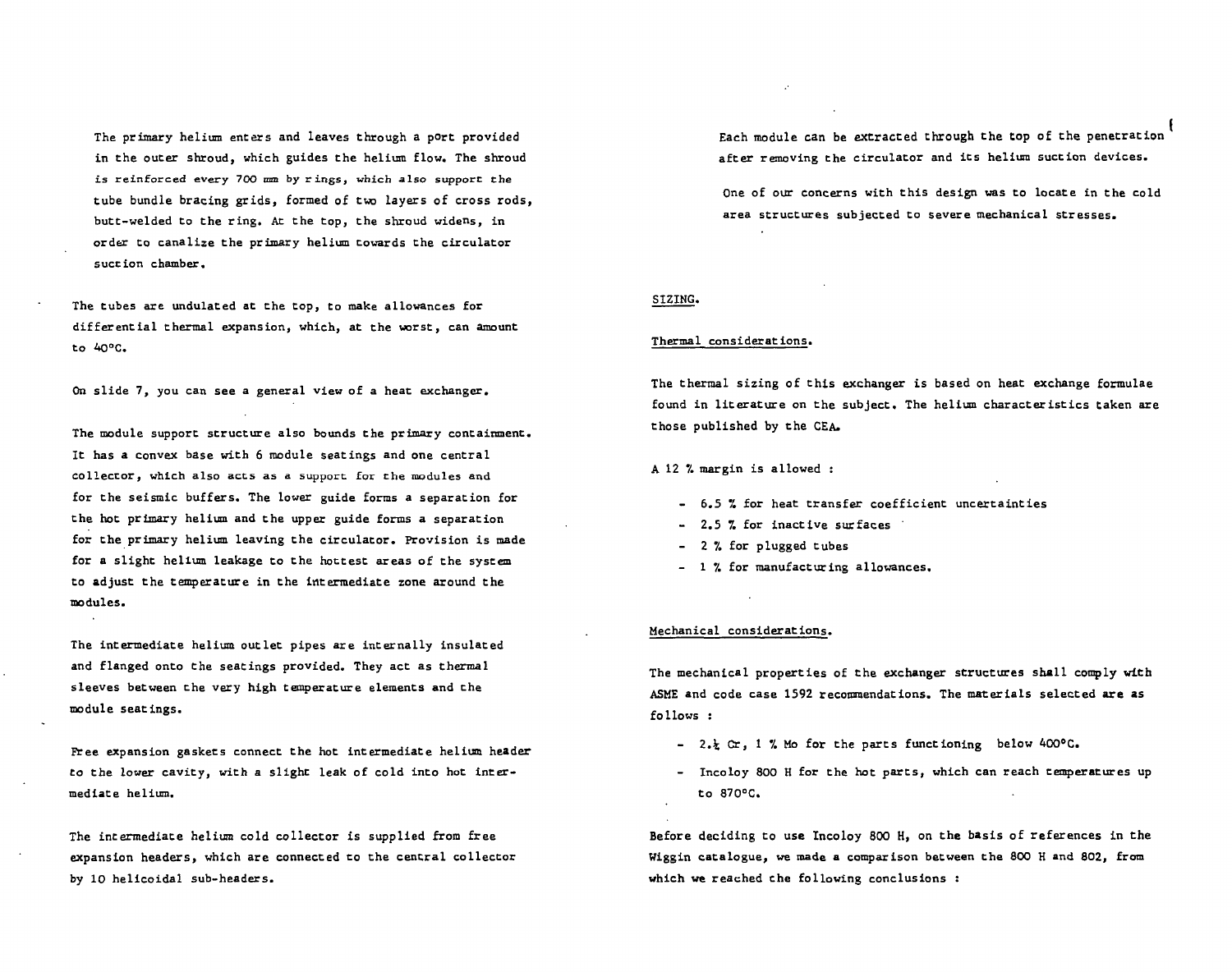The primary helium enters and leaves through a port provided in the outer shroud, which guides the helium flow. The shroud is reinforced every 700 mm by rings, which also support the tube bundle bracing grids, formed of two layers of cross rods, butt-welded to the ring. At the top, the shroud widens, in order to canalize the primary helium towards the circulator suction chamber.

The tubes are undulated at the top, to make allowances for differential thermal expansion, which, at the worst, can amount to 40°C.

On slide 7, you can see a general view of a heat exchanger.

The module support structure also bounds the primary containment. It has a convex base with 6 module seatings and one central collector, which also acts as a support for the modules and for the seismic buffers. The lower guide forms a separation for the hot primary helium and the upper guide forms a separation for the primary helium leaving the circulator. Provision is made for a slight helium leakage to the hottest areas of the system to adjust the temperature in the intermediate zone around the modules.

The intermediate helium outlet pipes are internally insulated and flanged onto the seatings provided. They act as thermal sleeves between the very high temperature elements and the module seatings.

Free expansion gaskets connect the hot intermediate helium header to the lower cavity, with a slight leak of cold into hot intermediate helium.

The intermediate helium cold collector is supplied from free expansion headers, which are connected to the central collector by 10 helicoidal sub-headers.

Each module can be extracted through the top of the penetration after removing the circulator and its helium suction devices.

One of our concerns with this design was to locate in the cold area structures subjected to severe mechanical stresses.

## SIZING.

### Thermal considerations.

The thermal sizing of this exchanger is based on heat exchange formulae found in literature on the subject. The helium characteristics taken are those published by the CEA.

A 12 % margin is allowed :

- 6.5 % for heat transfer coefficient uncertainties
- 2.5 % for inactive surfaces
- 2 % for plugged tubes
- 1 % for manufacturing allowances.

### Mechanical considerations.

The mechanical properties of the exchanger structures shall comply with ASME and code case 1592 recommendations. The materials selected are as follows :

- 2.½ Cr, 1 % Mo for the parts functioning below 400°C.
- Incoloy 800 H for the hot parts, which can reach temperatures up to 870°C.

Before deciding to use Incoloy 800 H, on the basis of references in the Wiggin catalogue, we made a comparison between the 800 H and 802, from which we reached the following conclusions :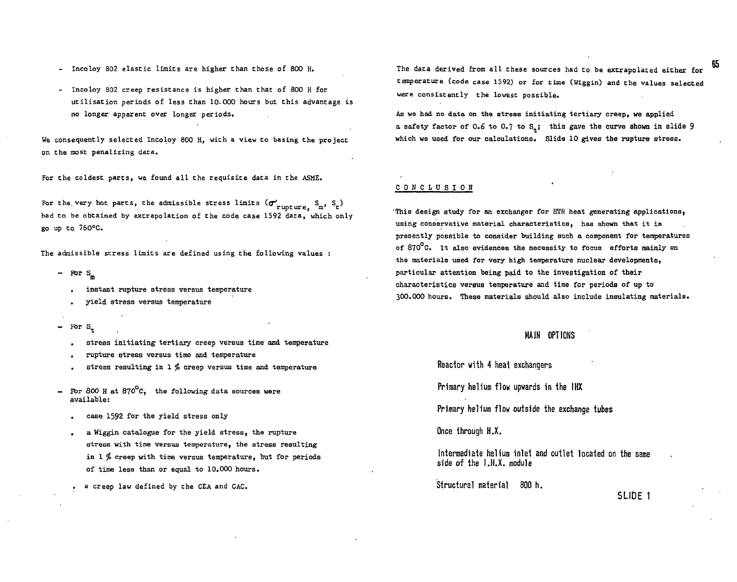- Incoloy 802 elastic limits are higher than those of 800 H.
- Incoloy 802 creep resistance is higher than that of 800 H for utilisation periods of less than 10.000 hours but this advantage is no longer apparent over longer periods.

We consequently selected Incoloy 800 H, with a view to basing the project on the most penalizing data.

For the coldest parts, we found all the requisite data in the ASME.

For the very hot parts, the admissible stress limits ($\sigma_{rupture}$, $S_m$, $S_t$) had to be obtained by extrapolation of the code case 1592 data, which only go up to 760°C.

The admissible stress limits are defined using the following values :

- For $S_m$
  - instant rupture stress versus temperature
  - yield stress versus temperature
- For $S_t$
  - stress initiating tertiary creep versus time and temperature
  - rupture stress versus time and temperature
  - stress resulting in 1 % creep versus time and temperature
- For 800 H at 870°C, the following data sources were available:
  - case 1592 for the yield stress only
  - a Wiggin catalogue for the yield stress, the rupture stress with time versus temperature, the stress resulting in 1 % creep with time versus temperature, but for periods of time less than or equal to 10.000 hours.
  - a creep law defined by the CEA and GAC.

The data derived from all these sources had to be extrapolated either for temperature (code case 1592) or for time (Wiggin) and the values selected were consistently the lowest possible.

As we had no data on the stress initiating tertiary creep, we applied a safety factor of 0.6 to 0.7 to $S_t$; this gave the curve shown in slide 9 which we used for our calculations. Slide 10 gives the rupture stress.

## CONCLUSION

This design study for an exchanger for HTR heat generating applications, using conservative material characteristics, has shown that it is presently possible to consider building such a component for temperatures of 870°C. It also evidences the necessity to focus efforts mainly on the materials used for very high temperature nuclear developments, particular attention being paid to the investigation of their characteristics versus temperature and time for periods of up to 300.000 hours. These materials should also include insulating materials.

### MAIN OPTIONS

Reactor with 4 heat exchangers

Primary helium flow upwards in the IHX

Primary helium flow outside the exchange tubes

Once through H.X.

Intermediate helium inlet and outlet located on the same side of the I.H.X. module

Structural material 800 h.

SLIDE 1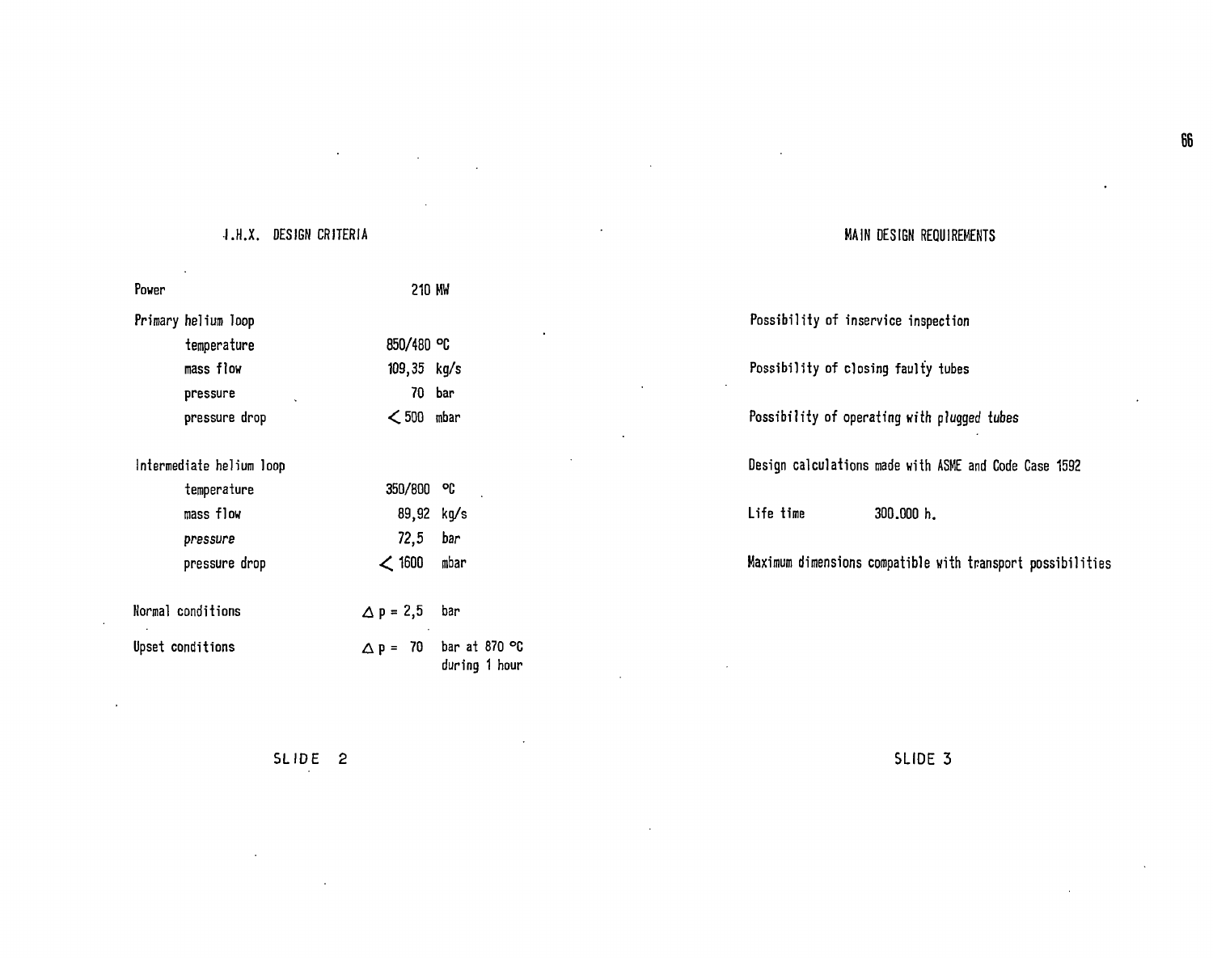## I.H.X. DESIGN CRITERIA

| | | |
|---|---|---|
| Power | 210 MW | |
| Primary helium loop | | |
| temperature | 850/480 | °C |
| mass flow | 109,35 | kg/s |
| pressure | 70 | bar |
| pressure drop | < 500 | mbar |
| Intermediate helium loop | | |
| temperature | 350/800 | °C |
| mass flow | 89,92 | kg/s |
| *pressure* | 72,5 | bar |
| pressure drop | < 1600 | mbar |
| Normal conditions | $\Delta p$ = 2,5 | bar |
| Upset conditions | $\Delta p$ = 70 | bar at 870 °C during 1 hour |

SLIDE 2

## MAIN DESIGN REQUIREMENTS

Possibility of inservice inspection

Possibility of closing faulty tubes

Possibility of operating with *plugged tubes*

Design calculations made with ASME and Code Case 1592

Life time 300.000 h.

Maximum dimensions compatible with transport possibilities

SLIDE 3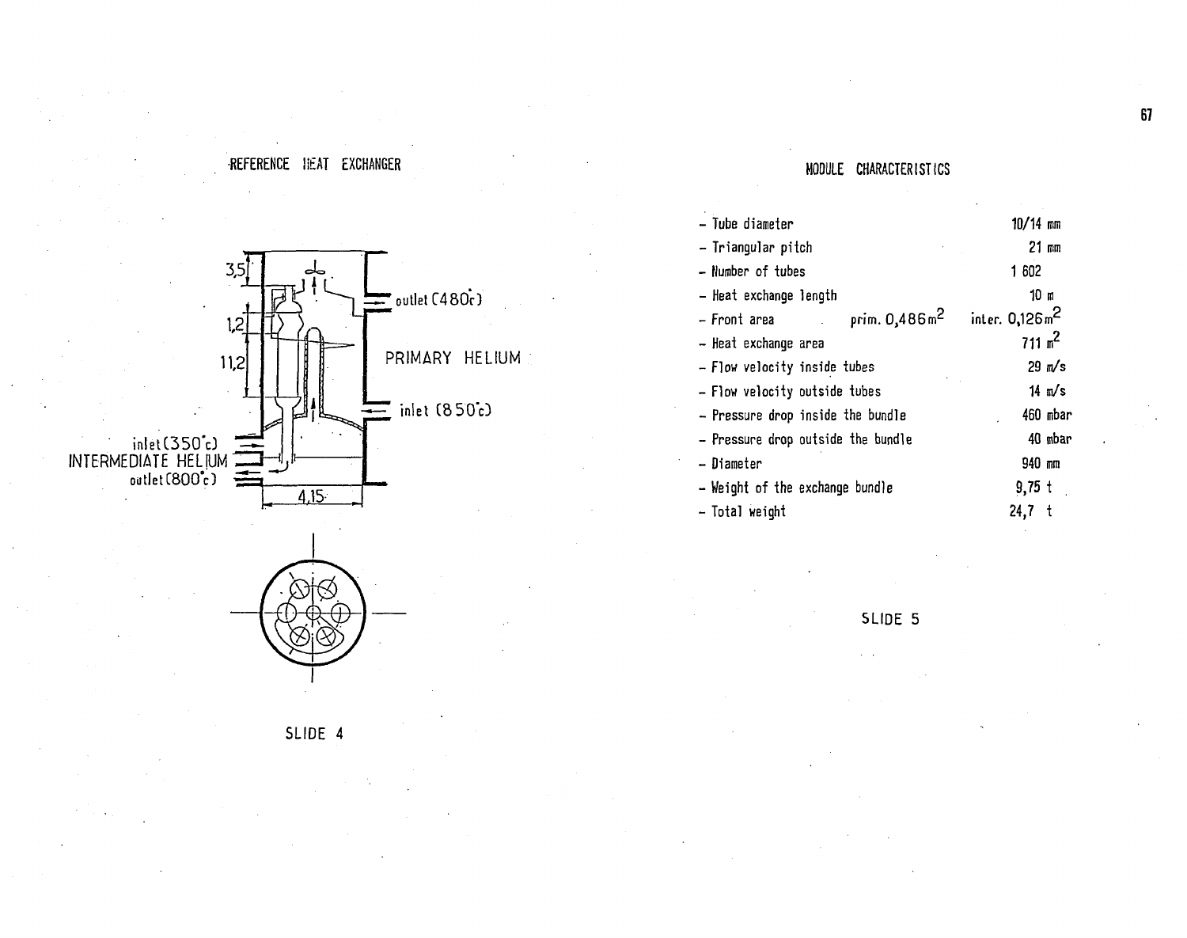REFERENCE HEAT EXCHANGER

3,5

1,2

11,2

outlet (480°c)

PRIMARY HELIUM

inlet (850°c)

inlet (350°c)
INTERMEDIATE HELIUM
outlet (800°c)

4,15

SLIDE 4

MODULE CHARACTERISTICS

| | | |
|---|---|---|
| - Tube diameter | | 10/14 mm |
| - Triangular pitch | | 21 mm |
| - Number of tubes | | 1 602 |
| - Heat exchange length | | 10 m |
| - Front area | prim. 0,486 $m^2$ | inter. 0,126 $m^2$ |
| - Heat exchange area | | 711 $m^2$ |
| - Flow velocity inside tubes | | 29 m/s |
| - Flow velocity outside tubes | | 14 m/s |
| - Pressure drop inside the bundle | | 460 mbar |
| - Pressure drop outside the bundle | | 40 mbar |
| - Diameter | | 940 mm |
| - Weight of the exchange bundle | | 9,75 t |
| - Total weight | | 24,7 t |

SLIDE 5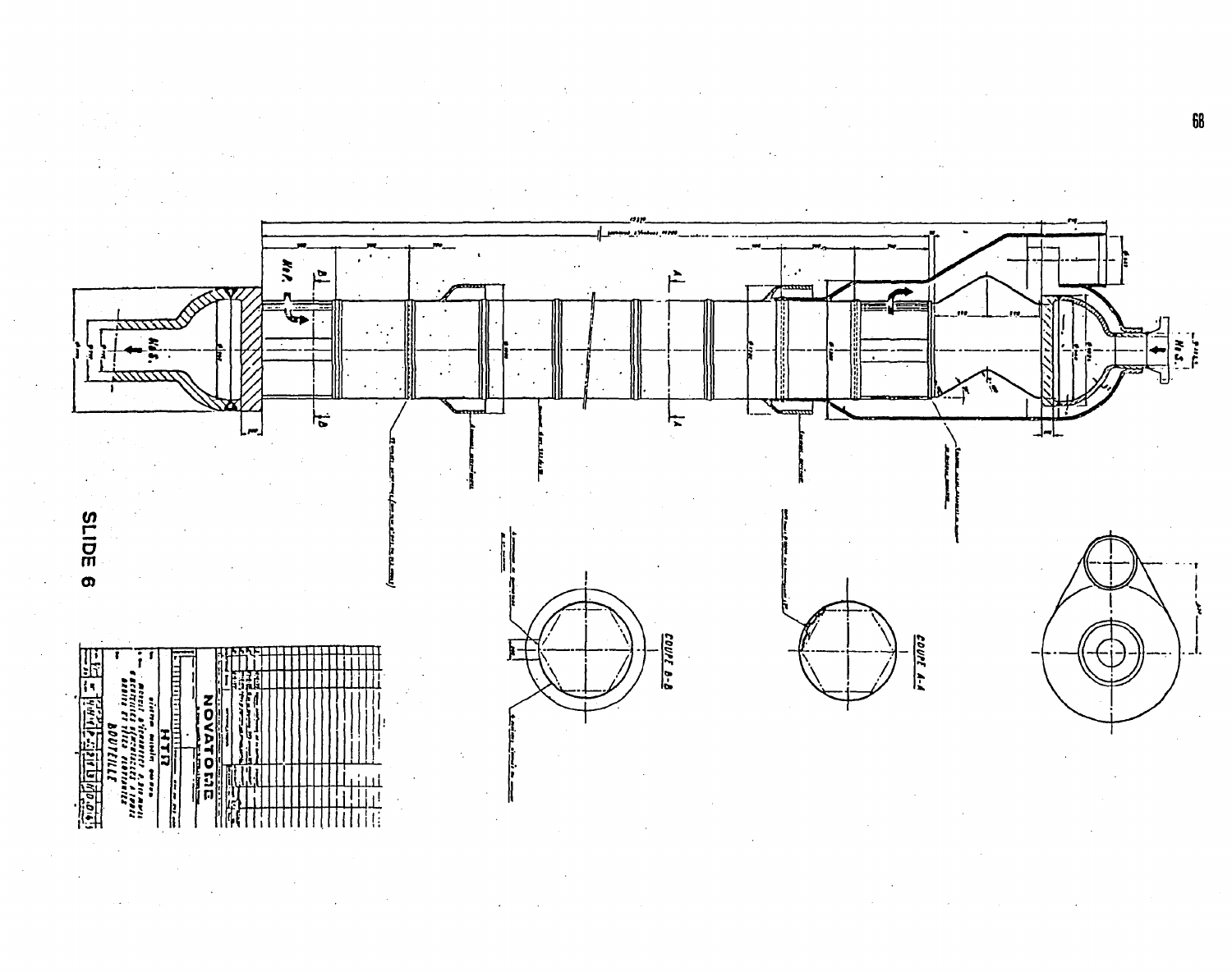SLIDE 6

NOVATOME

HTR

BOUTEILLE

COUPE A-A

COUPE B-B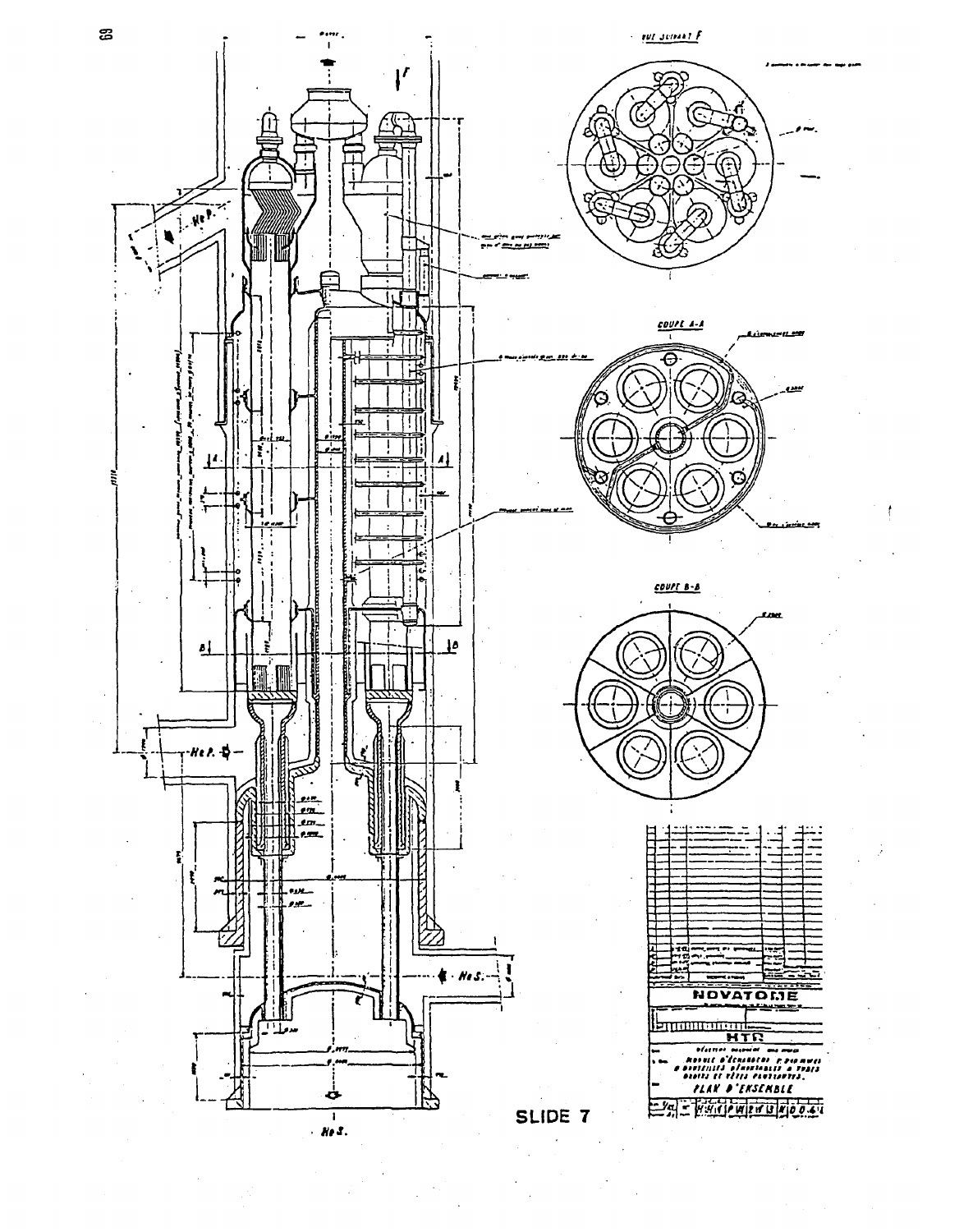VUE SUIVANT F

COUPE A-A

COUPE B-B

He P.

He S.

NOVATOME

HTR

PLAN D'ENSEMBLE

SLIDE 7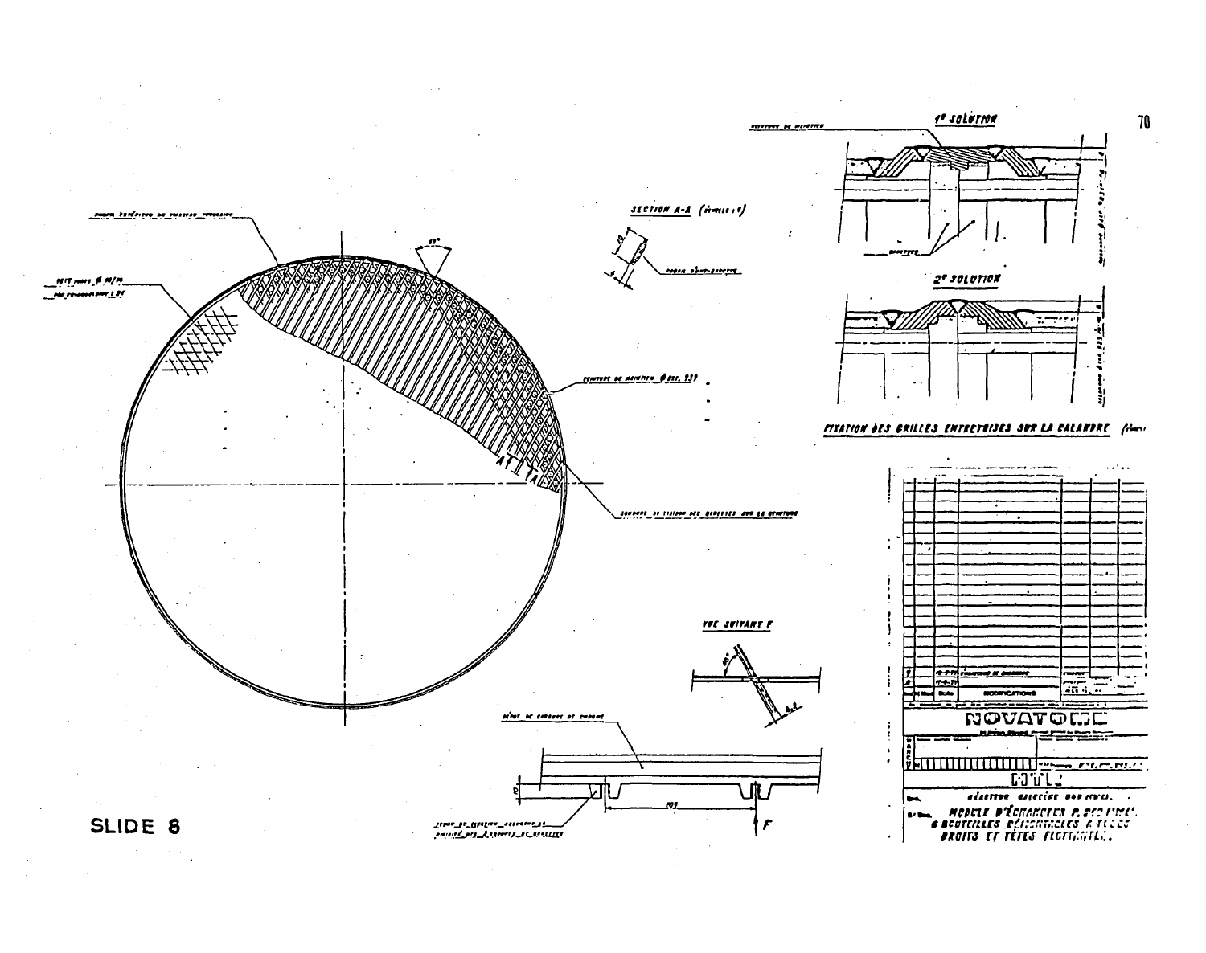1° SOLUTION

2° SOLUTION

SECTION A-A

FIXATION DES GRILLES ENTRETOISES SUR LA CALANDRE

VUE SUIVANT F

NOVATOME

MODULE D'ÉCHANGEUR

SLIDE 8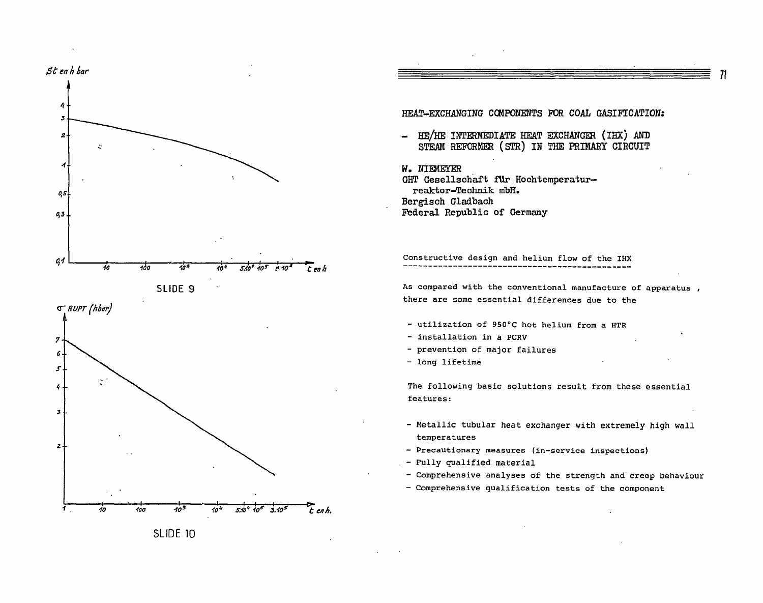$\sigma t$ en h bar

4
3
2
1
0,5
0,3
0,1

10 100 $10^3$ $10^4$ $5.10^4$ $10^5$ $3.10^5$ t en h

SLIDE 9

$\sigma$ RUPT (hbar)

7
6
5
4
3
2

1 10 100 $10^3$ $10^4$ $5.10^4$ $10^5$ $3.10^5$ t en h.

SLIDE 10

# HEAT-EXCHANGING COMPONENTS FOR COAL GASIFICATION:

## - HE/HE INTERMEDIATE HEAT EXCHANGER (IHX) AND STEAM REFORMER (STR) IN THE PRIMARY CIRCUIT

W. NIEMEYER
GHT Gesellschaft für Hochtemperatur-reaktor-Technik mbH.
Bergisch Gladbach
Federal Republic of Germany

### Constructive design and helium flow of the IHX

As compared with the conventional manufacture of apparatus , there are some essential differences due to the

- utilization of 950°C hot helium from a HTR
- installation in a PCRV
- prevention of major failures
- long lifetime

The following basic solutions result from these essential features:

- Metallic tubular heat exchanger with extremely high wall temperatures
- Precautionary measures (in-service inspections)
- Fully qualified material
- Comprehensive analyses of the strength and creep behaviour
- Comprehensive qualification tests of the component